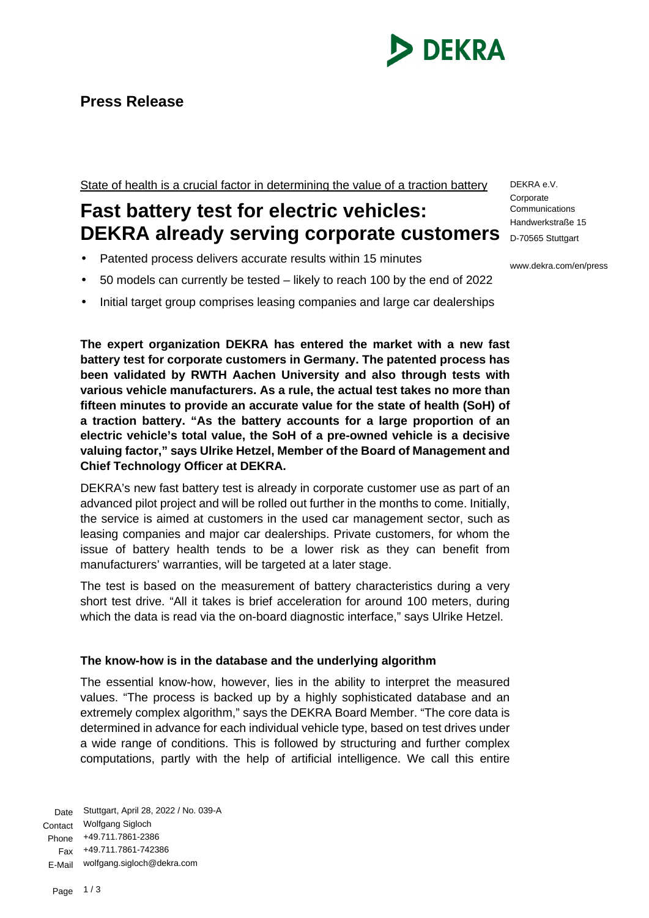**Press Release**

State of health is a crucial factor in determining the value of a traction battery

# Fast battery test for electric vehicles: DEKRA already serving corporate customers

DEKRA e.V.
Corporate Communications
Handwerkstraße 15
D-70565 Stuttgart

www.dekra.com/en/press

- Patented process delivers accurate results within 15 minutes
- 50 models can currently be tested – likely to reach 100 by the end of 2022
- Initial target group comprises leasing companies and large car dealerships

**The expert organization DEKRA has entered the market with a new fast battery test for corporate customers in Germany. The patented process has been validated by RWTH Aachen University and also through tests with various vehicle manufacturers. As a rule, the actual test takes no more than fifteen minutes to provide an accurate value for the state of health (SoH) of a traction battery. "As the battery accounts for a large proportion of an electric vehicle's total value, the SoH of a pre-owned vehicle is a decisive valuing factor," says Ulrike Hetzel, Member of the Board of Management and Chief Technology Officer at DEKRA.**

DEKRA's new fast battery test is already in corporate customer use as part of an advanced pilot project and will be rolled out further in the months to come. Initially, the service is aimed at customers in the used car management sector, such as leasing companies and major car dealerships. Private customers, for whom the issue of battery health tends to be a lower risk as they can benefit from manufacturers' warranties, will be targeted at a later stage.

The test is based on the measurement of battery characteristics during a very short test drive. "All it takes is brief acceleration for around 100 meters, during which the data is read via the on-board diagnostic interface," says Ulrike Hetzel.

### The know-how is in the database and the underlying algorithm

The essential know-how, however, lies in the ability to interpret the measured values. "The process is backed up by a highly sophisticated database and an extremely complex algorithm," says the DEKRA Board Member. "The core data is determined in advance for each individual vehicle type, based on test drives under a wide range of conditions. This is followed by structuring and further complex computations, partly with the help of artificial intelligence. We call this entire

Date: Stuttgart, April 28, 2022 / No. 039-A
Contact: Wolfgang Sigloch
Phone: +49.711.7861-2386
Fax: +49.711.7861-742386
E-Mail: wolfgang.sigloch@dekra.com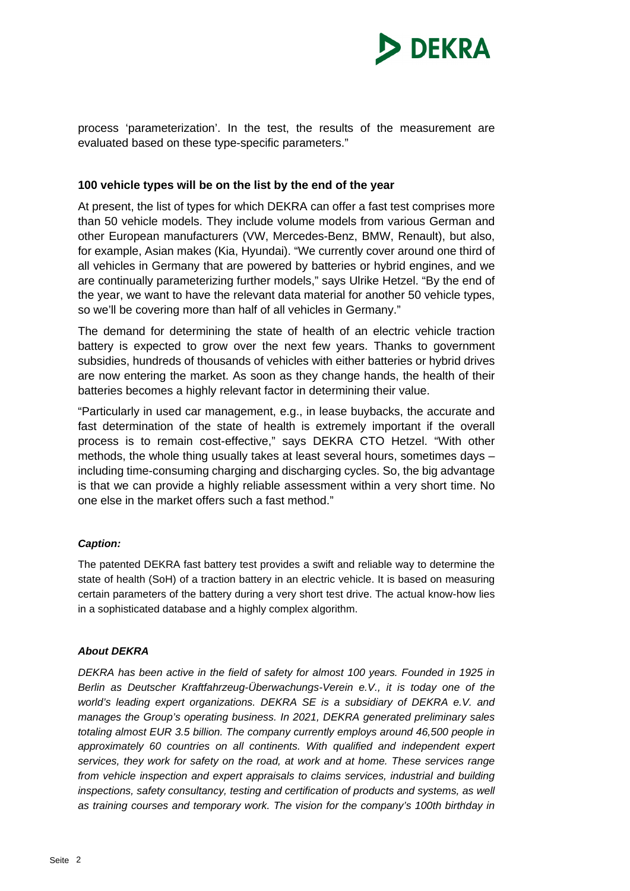process 'parameterization'. In the test, the results of the measurement are evaluated based on these type-specific parameters."

**100 vehicle types will be on the list by the end of the year**

At present, the list of types for which DEKRA can offer a fast test comprises more than 50 vehicle models. They include volume models from various German and other European manufacturers (VW, Mercedes-Benz, BMW, Renault), but also, for example, Asian makes (Kia, Hyundai). "We currently cover around one third of all vehicles in Germany that are powered by batteries or hybrid engines, and we are continually parameterizing further models," says Ulrike Hetzel. "By the end of the year, we want to have the relevant data material for another 50 vehicle types, so we'll be covering more than half of all vehicles in Germany."

The demand for determining the state of health of an electric vehicle traction battery is expected to grow over the next few years. Thanks to government subsidies, hundreds of thousands of vehicles with either batteries or hybrid drives are now entering the market. As soon as they change hands, the health of their batteries becomes a highly relevant factor in determining their value.

"Particularly in used car management, e.g., in lease buybacks, the accurate and fast determination of the state of health is extremely important if the overall process is to remain cost-effective," says DEKRA CTO Hetzel. "With other methods, the whole thing usually takes at least several hours, sometimes days – including time-consuming charging and discharging cycles. So, the big advantage is that we can provide a highly reliable assessment within a very short time. No one else in the market offers such a fast method."

***Caption:***

The patented DEKRA fast battery test provides a swift and reliable way to determine the state of health (SoH) of a traction battery in an electric vehicle. It is based on measuring certain parameters of the battery during a very short test drive. The actual know-how lies in a sophisticated database and a highly complex algorithm.

***About DEKRA***

*DEKRA has been active in the field of safety for almost 100 years. Founded in 1925 in Berlin as Deutscher Kraftfahrzeug-Überwachungs-Verein e.V., it is today one of the world's leading expert organizations. DEKRA SE is a subsidiary of DEKRA e.V. and manages the Group's operating business. In 2021, DEKRA generated preliminary sales totaling almost EUR 3.5 billion. The company currently employs around 46,500 people in approximately 60 countries on all continents. With qualified and independent expert services, they work for safety on the road, at work and at home. These services range from vehicle inspection and expert appraisals to claims services, industrial and building inspections, safety consultancy, testing and certification of products and systems, as well as training courses and temporary work. The vision for the company's 100th birthday in*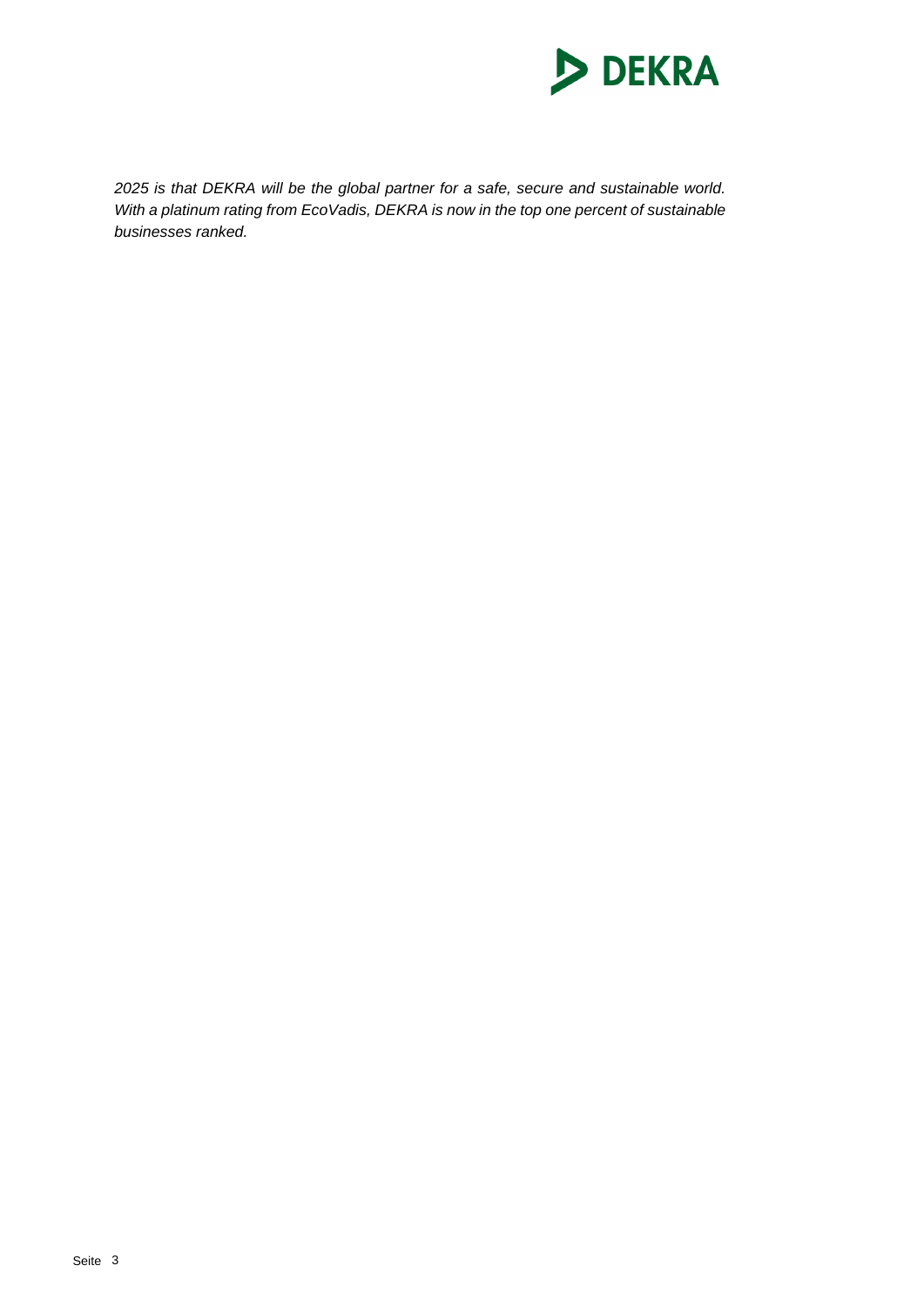*2025 is that DEKRA will be the global partner for a safe, secure and sustainable world. With a platinum rating from EcoVadis, DEKRA is now in the top one percent of sustainable businesses ranked.*